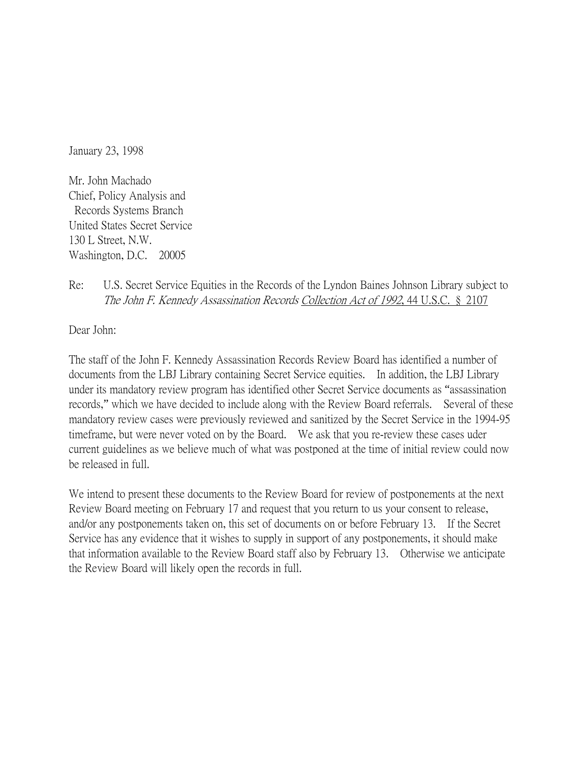January 23, 1998

Mr. John Machado  
Chief, Policy Analysis and  
Records Systems Branch  
United States Secret Service  
130 L Street, N.W.  
Washington, D.C. 20005

Re: U.S. Secret Service Equities in the Records of the Lyndon Baines Johnson Library subject to *The John F. Kennedy Assassination Records* Collection Act of 1992, 44 U.S.C. § 2107

Dear John:

The staff of the John F. Kennedy Assassination Records Review Board has identified a number of documents from the LBJ Library containing Secret Service equities. In addition, the LBJ Library under its mandatory review program has identified other Secret Service documents as "assassination records," which we have decided to include along with the Review Board referrals. Several of these mandatory review cases were previously reviewed and sanitized by the Secret Service in the 1994-95 timeframe, but were never voted on by the Board. We ask that you re-review these cases uder current guidelines as we believe much of what was postponed at the time of initial review could now be released in full.

We intend to present these documents to the Review Board for review of postponements at the next Review Board meeting on February 17 and request that you return to us your consent to release, and/or any postponements taken on, this set of documents on or before February 13. If the Secret Service has any evidence that it wishes to supply in support of any postponements, it should make that information available to the Review Board staff also by February 13. Otherwise we anticipate the Review Board will likely open the records in full.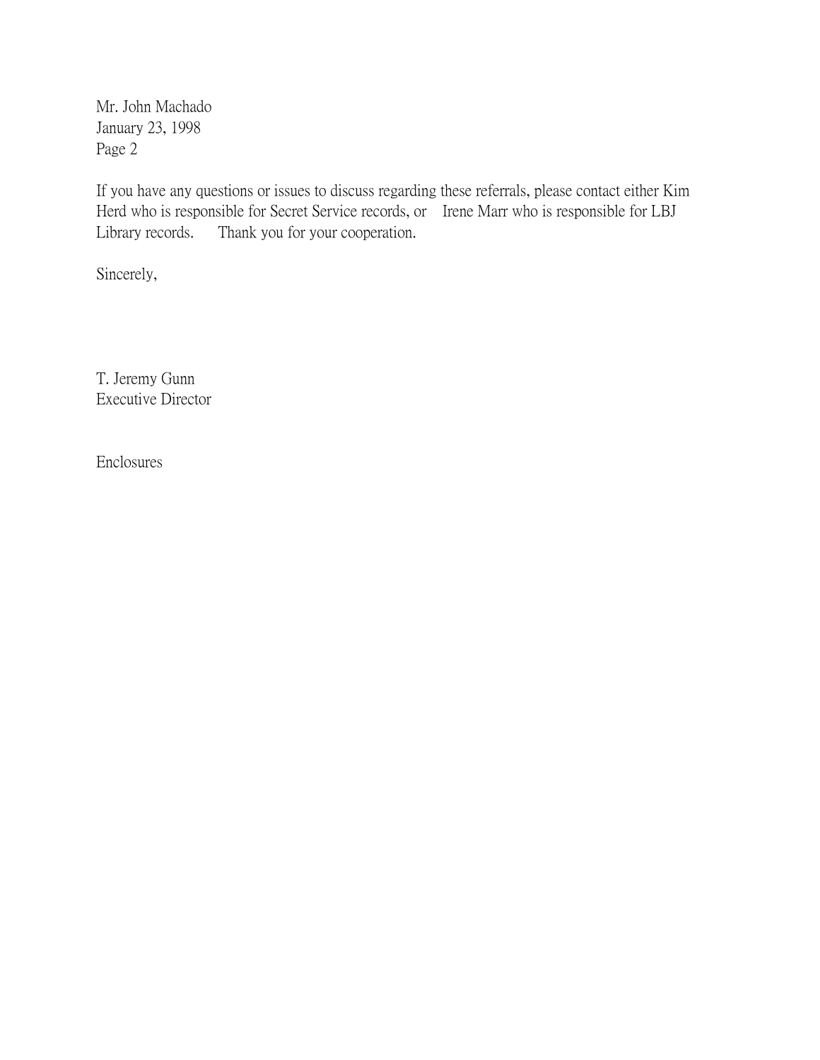Mr. John Machado
January 23, 1998
Page 2

If you have any questions or issues to discuss regarding these referrals, please contact either Kim Herd who is responsible for Secret Service records, or Irene Marr who is responsible for LBJ Library records. Thank you for your cooperation.

Sincerely,

T. Jeremy Gunn
Executive Director

Enclosures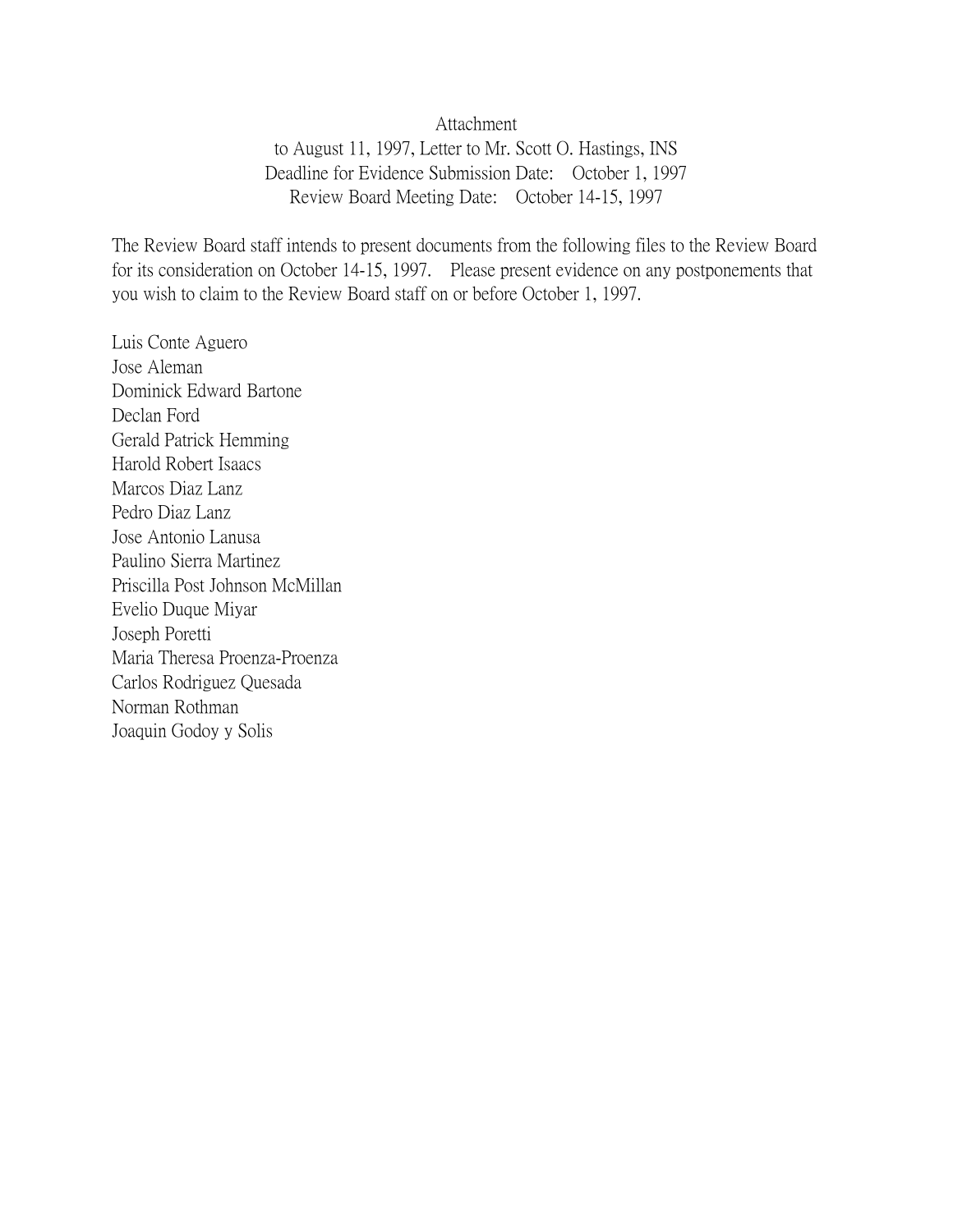Attachment
to August 11, 1997, Letter to Mr. Scott O. Hastings, INS
Deadline for Evidence Submission Date: October 1, 1997
Review Board Meeting Date: October 14-15, 1997

The Review Board staff intends to present documents from the following files to the Review Board for its consideration on October 14-15, 1997. Please present evidence on any postponements that you wish to claim to the Review Board staff on or before October 1, 1997.

Luis Conte Aguero
Jose Aleman
Dominick Edward Bartone
Declan Ford
Gerald Patrick Hemming
Harold Robert Isaacs
Marcos Diaz Lanz
Pedro Diaz Lanz
Jose Antonio Lanusa
Paulino Sierra Martinez
Priscilla Post Johnson McMillan
Evelio Duque Miyar
Joseph Poretti
Maria Theresa Proenza-Proenza
Carlos Rodriguez Quesada
Norman Rothman
Joaquin Godoy y Solis